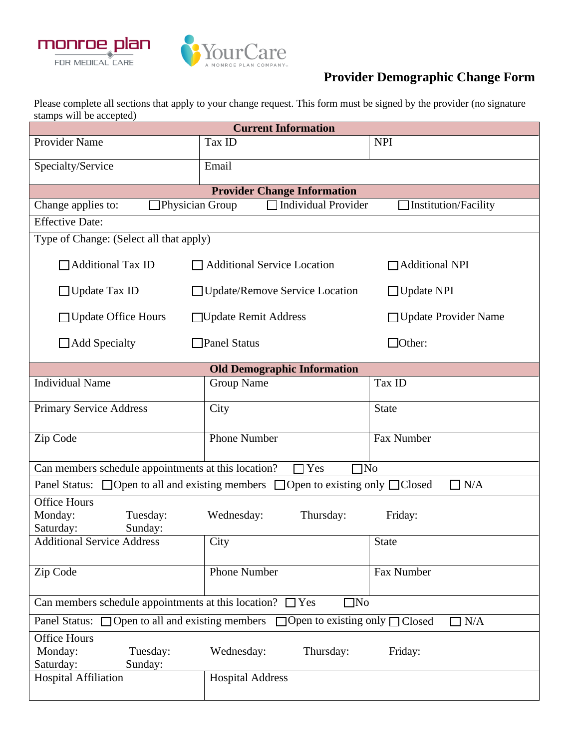monroe plan FOR MEDICAL CARE

YourCare A MONROE PLAN COMPANY

# Provider Demographic Change Form

Please complete all sections that apply to your change request. This form must be signed by the provider (no signature stamps will be accepted)

| **Current Information** | | |
|---|---|---|
| Provider Name | Tax ID | NPI |
| Specialty/Service | Email | |

| **Provider Change Information** | | |
|---|---|---|
| Change applies to: ☐ Physician Group | ☐ Individual Provider | ☐ Institution/Facility |
| Effective Date: | | |
| Type of Change: (Select all that apply) | | |
| ☐ Additional Tax ID | ☐ Additional Service Location | ☐ Additional NPI |
| ☐ Update Tax ID | ☐ Update/Remove Service Location | ☐ Update NPI |
| ☐ Update Office Hours | ☐ Update Remit Address | ☐ Update Provider Name |
| ☐ Add Specialty | ☐ Panel Status | ☐ Other: |

| **Old Demographic Information** | | |
|---|---|---|
| Individual Name | Group Name | Tax ID |
| Primary Service Address | City | State |
| Zip Code | Phone Number | Fax Number |
| Can members schedule appointments at this location? ☐ Yes ☐ No | | |
| Panel Status: ☐ Open to all and existing members ☐ Open to existing only ☐ Closed ☐ N/A | | |
| Office Hours<br>Monday: Tuesday: Wednesday: Thursday: Friday:<br>Saturday: Sunday: | | |
| Additional Service Address | City | State |
| Zip Code | Phone Number | Fax Number |
| Can members schedule appointments at this location? ☐ Yes ☐ No | | |
| Panel Status: ☐ Open to all and existing members ☐ Open to existing only ☐ Closed ☐ N/A | | |
| Office Hours<br>Monday: Tuesday: Wednesday: Thursday: Friday:<br>Saturday: Sunday: | | |
| Hospital Affiliation | Hospital Address | |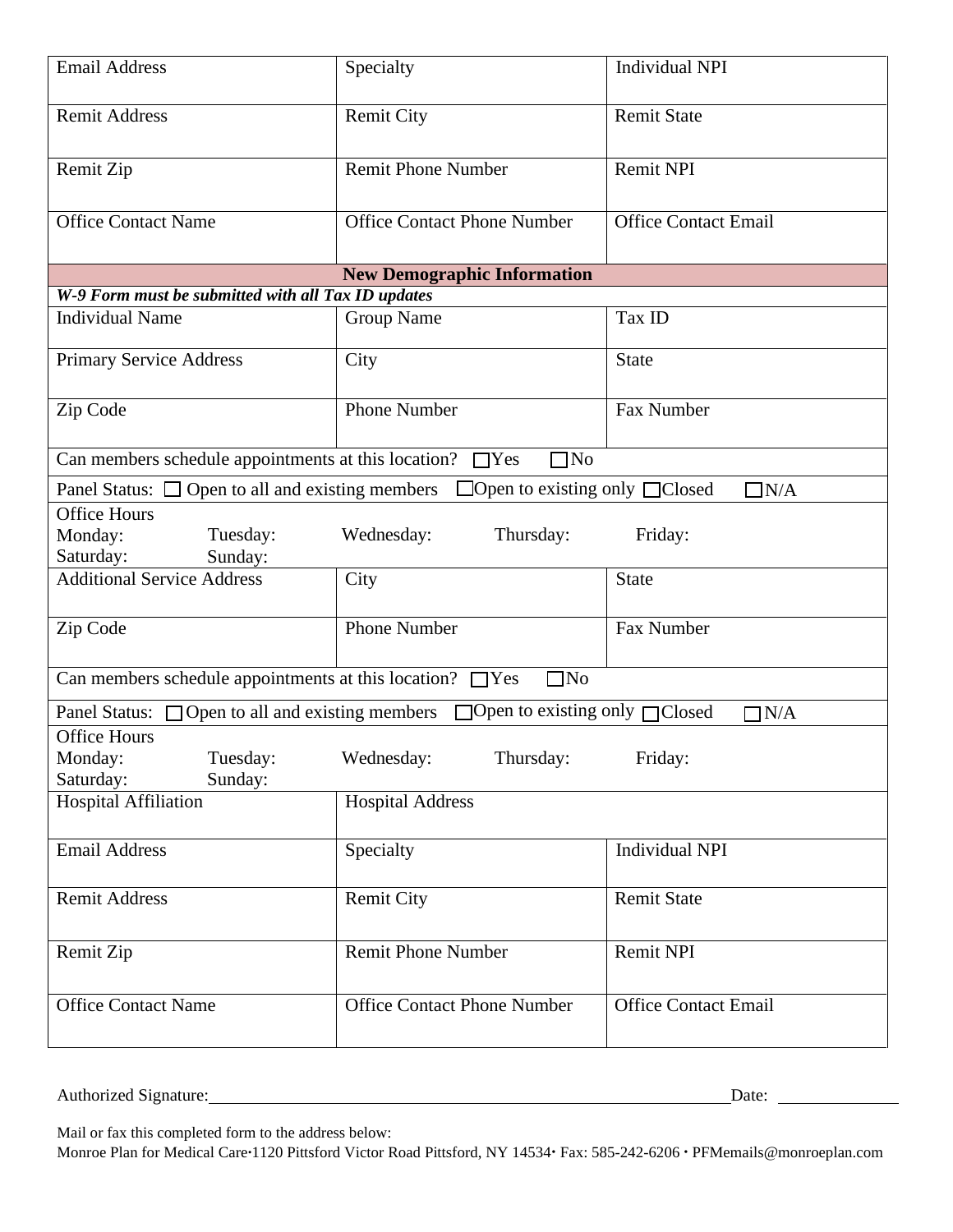| | | |
|---|---|---|
| Email Address | Specialty | Individual NPI |
| Remit Address | Remit City | Remit State |
| Remit Zip | Remit Phone Number | Remit NPI |
| Office Contact Name | Office Contact Phone Number | Office Contact Email |

## New Demographic Information

***W-9 Form must be submitted with all Tax ID updates***

| | | |
|---|---|---|
| Individual Name | Group Name | Tax ID |
| Primary Service Address | City | State |
| Zip Code | Phone Number | Fax Number |

Can members schedule appointments at this location? ☐Yes ☐No

Panel Status: ☐ Open to all and existing members ☐Open to existing only ☐Closed ☐N/A

Office Hours
Monday: Tuesday: Wednesday: Thursday: Friday:
Saturday: Sunday:

| | | |
|---|---|---|
| Additional Service Address | City | State |
| Zip Code | Phone Number | Fax Number |

Can members schedule appointments at this location? ☐Yes ☐No

Panel Status: ☐Open to all and existing members ☐Open to existing only ☐Closed ☐N/A

Office Hours
Monday: Tuesday: Wednesday: Thursday: Friday:
Saturday: Sunday:

| | | |
|---|---|---|
| Hospital Affiliation | Hospital Address | |
| Email Address | Specialty | Individual NPI |
| Remit Address | Remit City | Remit State |
| Remit Zip | Remit Phone Number | Remit NPI |
| Office Contact Name | Office Contact Phone Number | Office Contact Email |

Authorized Signature:\_\_\_\_\_\_\_\_\_\_\_\_\_\_\_\_\_\_\_\_\_\_\_\_\_\_\_\_\_\_\_\_\_\_\_\_\_\_\_\_ Date: \_\_\_\_\_\_\_\_\_\_\_\_

Mail or fax this completed form to the address below:
Monroe Plan for Medical Care•1120 Pittsford Victor Road Pittsford, NY 14534• Fax: 585-242-6206 • PFMemails@monroeplan.com